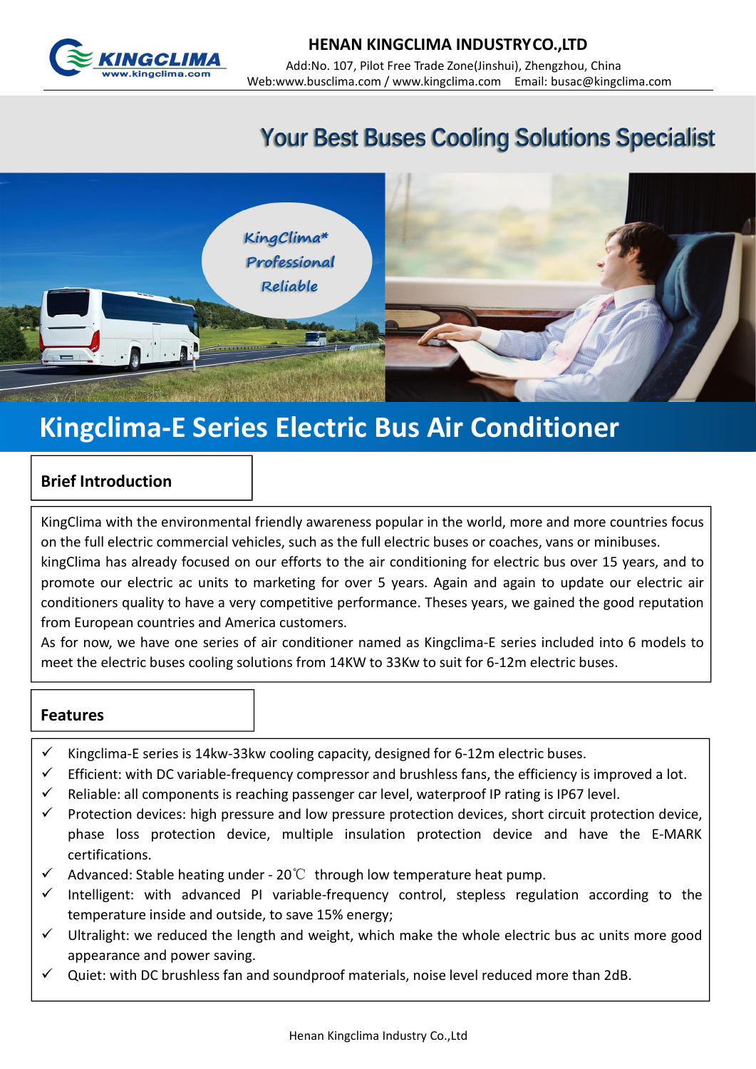**HENAN KINGCLIMA INDUSTRY CO.,LTD**

Add:No. 107, Pilot Free Trade Zone(Jinshui), Zhengzhou, China
Web:www.busclima.com / www.kingclima.com Email: busac@kingclima.com

# Your Best Buses Cooling Solutions Specialist

KingClima*
Professional
Reliable

# Kingclima-E Series Electric Bus Air Conditioner

## Brief Introduction

KingClima with the environmental friendly awareness popular in the world, more and more countries focus on the full electric commercial vehicles, such as the full electric buses or coaches, vans or minibuses. kingClima has already focused on our efforts to the air conditioning for electric bus over 15 years, and to promote our electric ac units to marketing for over 5 years. Again and again to update our electric air conditioners quality to have a very competitive performance. Theses years, we gained the good reputation from European countries and America customers.

As for now, we have one series of air conditioner named as Kingclima-E series included into 6 models to meet the electric buses cooling solutions from 14KW to 33Kw to suit for 6-12m electric buses.

## Features

- ✓ Kingclima-E series is 14kw-33kw cooling capacity, designed for 6-12m electric buses.
- ✓ Efficient: with DC variable-frequency compressor and brushless fans, the efficiency is improved a lot.
- ✓ Reliable: all components is reaching passenger car level, waterproof IP rating is IP67 level.
- ✓ Protection devices: high pressure and low pressure protection devices, short circuit protection device, phase loss protection device, multiple insulation protection device and have the E-MARK certifications.
- ✓ Advanced: Stable heating under - 20℃ through low temperature heat pump.
- ✓ Intelligent: with advanced PI variable-frequency control, stepless regulation according to the temperature inside and outside, to save 15% energy;
- ✓ Ultralight: we reduced the length and weight, which make the whole electric bus ac units more good appearance and power saving.
- ✓ Quiet: with DC brushless fan and soundproof materials, noise level reduced more than 2dB.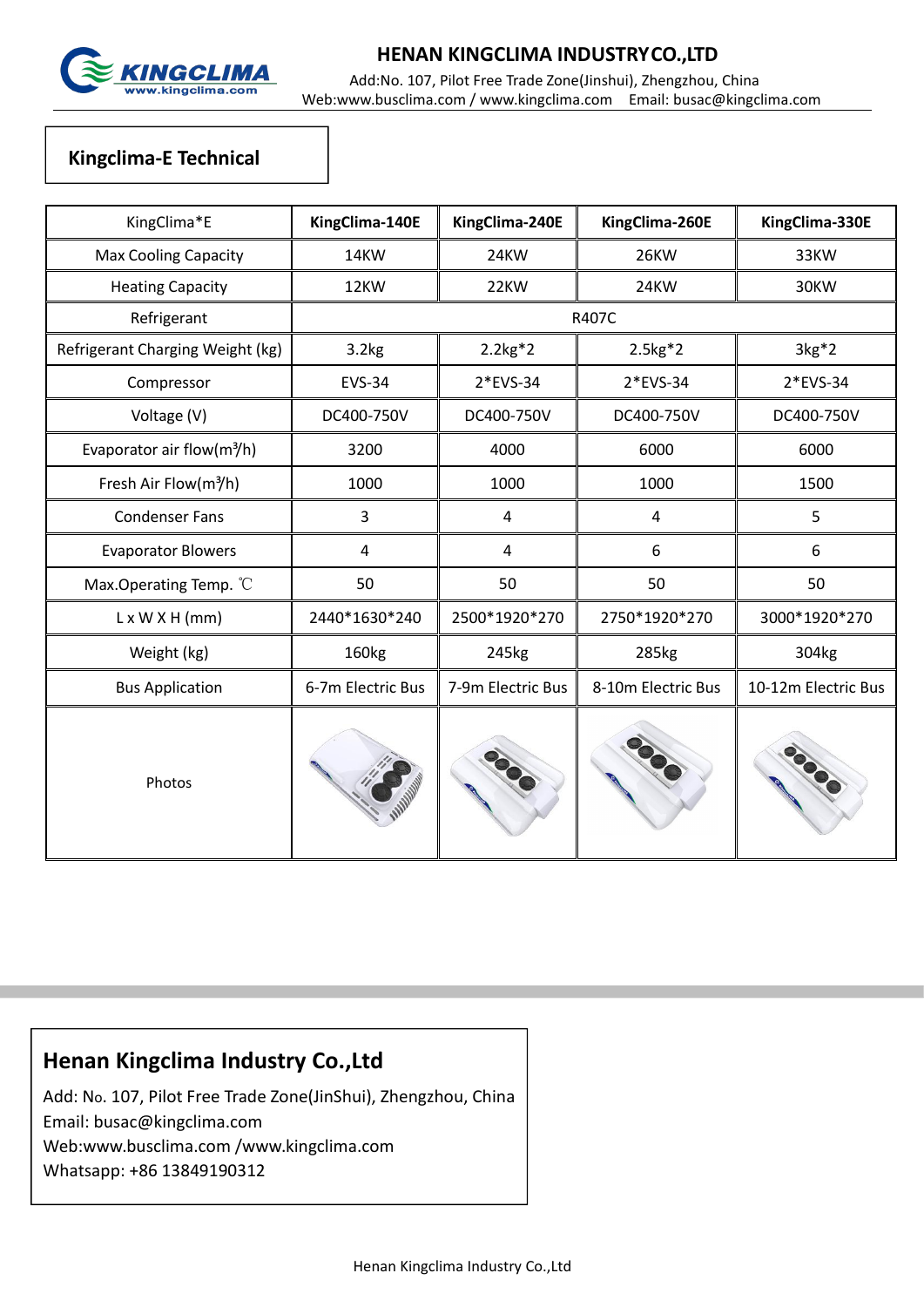# Kingclima-E Technical

| KingClima*E | KingClima-140E | KingClima-240E | KingClima-260E | KingClima-330E |
|---|---|---|---|---|
| Max Cooling Capacity | 14KW | 24KW | 26KW | 33KW |
| Heating Capacity | 12KW | 22KW | 24KW | 30KW |
| Refrigerant | R407C | | | |
| Refrigerant Charging Weight (kg) | 3.2kg | 2.2kg*2 | 2.5kg*2 | 3kg*2 |
| Compressor | EVS-34 | 2*EVS-34 | 2*EVS-34 | 2*EVS-34 |
| Voltage (V) | DC400-750V | DC400-750V | DC400-750V | DC400-750V |
| Evaporator air flow($m^3$/h) | 3200 | 4000 | 6000 | 6000 |
| Fresh Air Flow($m^3$/h) | 1000 | 1000 | 1000 | 1500 |
| Condenser Fans | 3 | 4 | 4 | 5 |
| Evaporator Blowers | 4 | 4 | 6 | 6 |
| Max.Operating Temp. ℃ | 50 | 50 | 50 | 50 |
| L x W X H (mm) | 2440*1630*240 | 2500*1920*270 | 2750*1920*270 | 3000*1920*270 |
| Weight (kg) | 160kg | 245kg | 285kg | 304kg |
| Bus Application | 6-7m Electric Bus | 7-9m Electric Bus | 8-10m Electric Bus | 10-12m Electric Bus |
| Photos | | | | |

## Henan Kingclima Industry Co.,Ltd

Add: No. 107, Pilot Free Trade Zone(JinShui), Zhengzhou, China
Email: busac@kingclima.com
Web:www.busclima.com /www.kingclima.com
Whatsapp: +86 13849190312